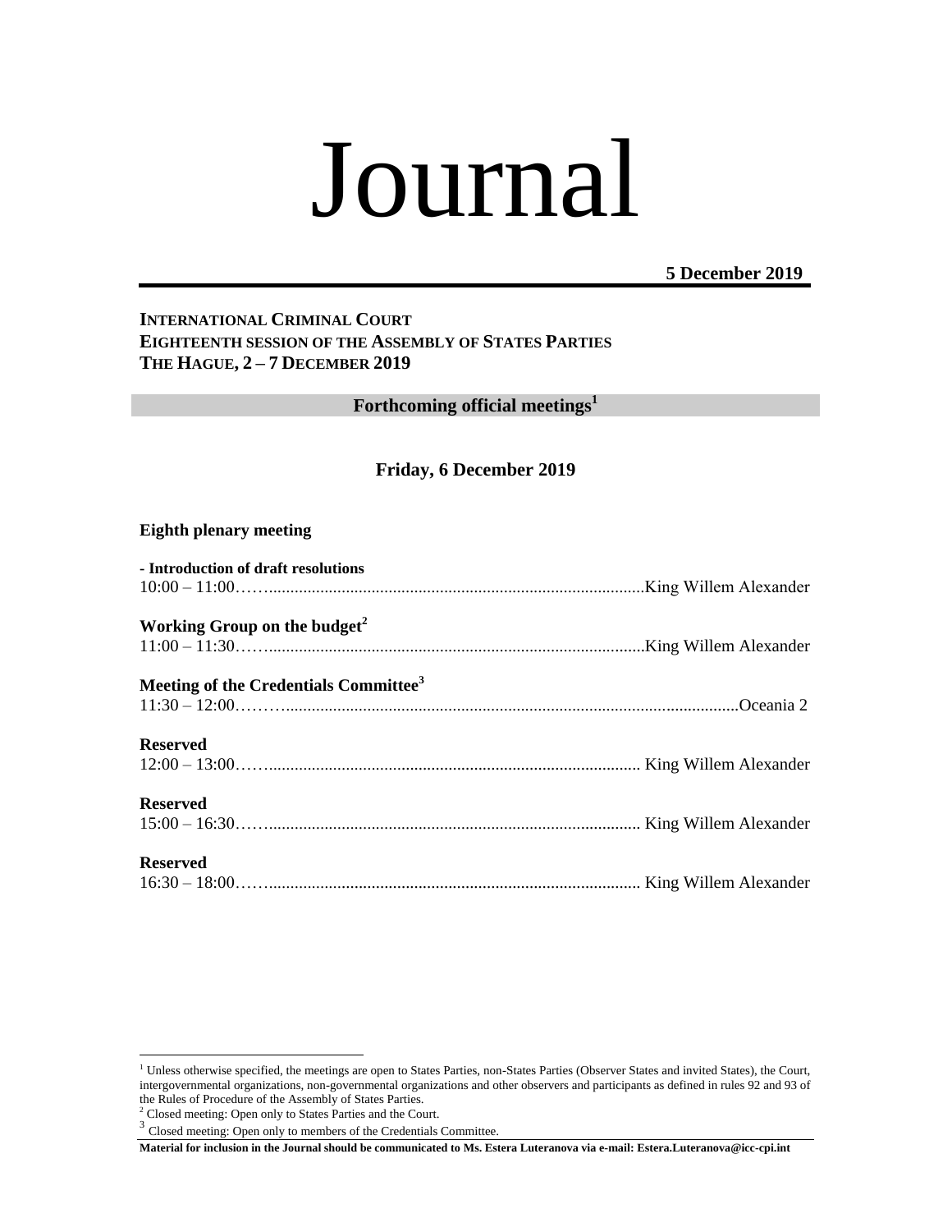# Journal

**5 December 2019**

**INTERNATIONAL CRIMINAL COURT**
**EIGHTEENTH SESSION OF THE ASSEMBLY OF STATES PARTIES**
**THE HAGUE, 2 – 7 DECEMBER 2019**

## Forthcoming official meetings[1]

### Friday, 6 December 2019

**Eighth plenary meeting**

**- Introduction of draft resolutions**
10:00 – 11:00……..........................................................................................King Willem Alexander

**Working Group on the budget[2]**
11:00 – 11:30……..........................................................................................King Willem Alexander

**Meeting of the Credentials Committee[3]**
11:30 – 12:00………..........................................................................................................Oceania 2

**Reserved**
12:00 – 13:00……......................................................................................... King Willem Alexander

**Reserved**
15:00 – 16:30……......................................................................................... King Willem Alexander

**Reserved**
16:30 – 18:00……......................................................................................... King Willem Alexander

---

[1] Unless otherwise specified, the meetings are open to States Parties, non-States Parties (Observer States and invited States), the Court, intergovernmental organizations, non-governmental organizations and other observers and participants as defined in rules 92 and 93 of the Rules of Procedure of the Assembly of States Parties.

[2] Closed meeting: Open only to States Parties and the Court.

[3] Closed meeting: Open only to members of the Credentials Committee.

**Material for inclusion in the Journal should be communicated to Ms. Estera Luteranova via e-mail: Estera.Luteranova@icc-cpi.int**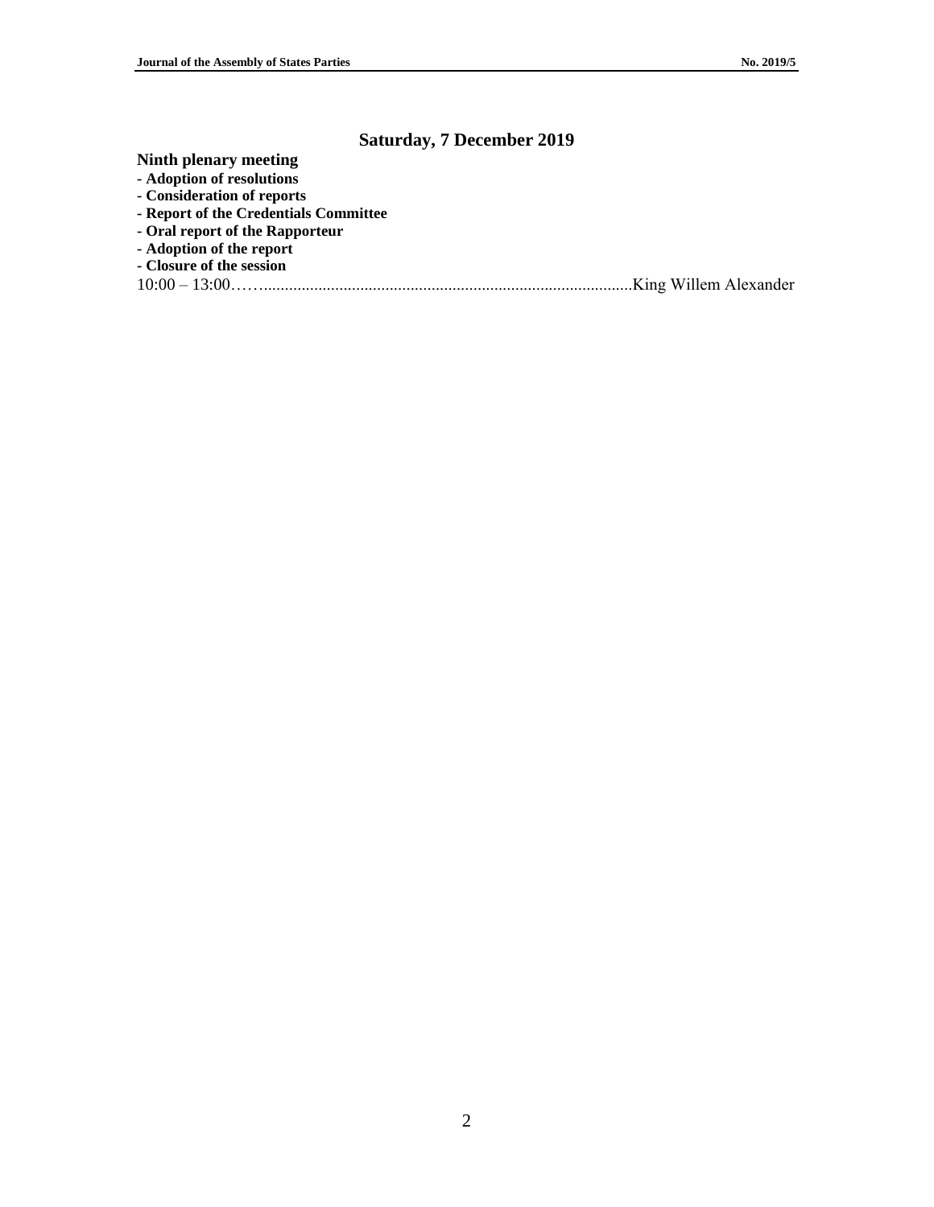## Saturday, 7 December 2019

**Ninth plenary meeting**

**- Adoption of resolutions**
**- Consideration of reports**
**- Report of the Credentials Committee**
**- Oral report of the Rapporteur**
**- Adoption of the report**
**- Closure of the session**

10:00 – 13:00……........................................................................................King Willem Alexander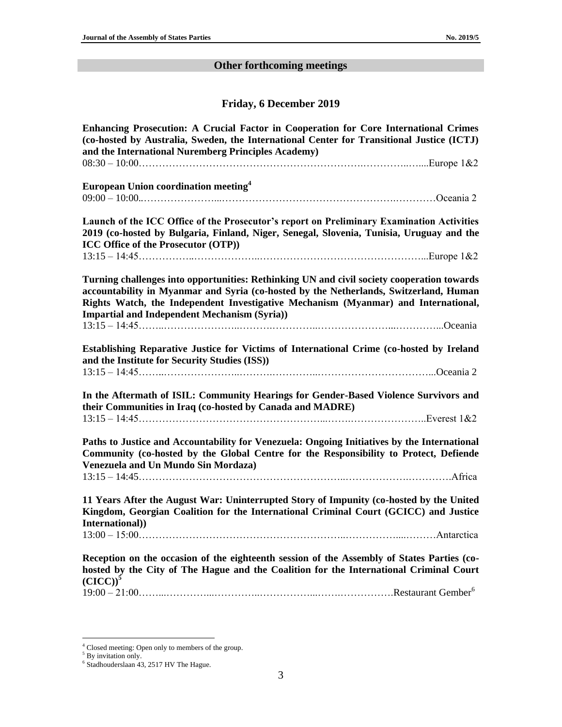## Other forthcoming meetings

### Friday, 6 December 2019

**Enhancing Prosecution: A Crucial Factor in Cooperation for Core International Crimes (co-hosted by Australia, Sweden, the International Center for Transitional Justice (ICTJ) and the International Nuremberg Principles Academy)**
08:30 – 10:00……………………………………………………….…………..…...Europe 1&2

**European Union coordination meeting**[4]
09:00 – 10:00..…………………...…………………………………………….…………Oceania 2

**Launch of the ICC Office of the Prosecutor's report on Preliminary Examination Activities 2019 (co-hosted by Bulgaria, Finland, Niger, Senegal, Slovenia, Tunisia, Uruguay and the ICC Office of the Prosecutor (OTP))**
13:15 – 14:45……………..………………..…………………………………………...Europe 1&2

**Turning challenges into opportunities: Rethinking UN and civil society cooperation towards accountability in Myanmar and Syria (co-hosted by the Netherlands, Switzerland, Human Rights Watch, the Independent Investigative Mechanism (Myanmar) and International, Impartial and Independent Mechanism (Syria))**
13:15 – 14:45……..…………………..……….…………..…………………...…………...Oceania

**Establishing Reparative Justice for Victims of International Crime (co-hosted by Ireland and the Institute for Security Studies (ISS))**
13:15 – 14:45……..…………………..……….…………..……………………………...Oceania 2

**In the Aftermath of ISIL: Community Hearings for Gender-Based Violence Survivors and their Communities in Iraq (co-hosted by Canada and MADRE)**
13:15 – 14:45………………………………………………...…….……………………..Everest 1&2

**Paths to Justice and Accountability for Venezuela: Ongoing Initiatives by the International Community (co-hosted by the Global Centre for the Responsibility to Protect, Defiende Venezuela and Un Mundo Sin Mordaza)**
13:15 – 14:45……………………………………………………..…………….………….Africa

**11 Years After the August War: Uninterrupted Story of Impunity (co-hosted by the United Kingdom, Georgian Coalition for the International Criminal Court (GCICC) and Justice International))**
13:00 – 15:00……………………………………………………..……………...………Antarctica

**Reception on the occasion of the eighteenth session of the Assembly of States Parties (co-hosted by the City of The Hague and the Coalition for the International Criminal Court (CICC))**[5]
19:00 – 21:00……...…………...…………..……………...…….…………….Restaurant Gember[6]

---

[4] Closed meeting: Open only to members of the group.
[5] By invitation only.
[6] Stadhouderslaan 43, 2517 HV The Hague.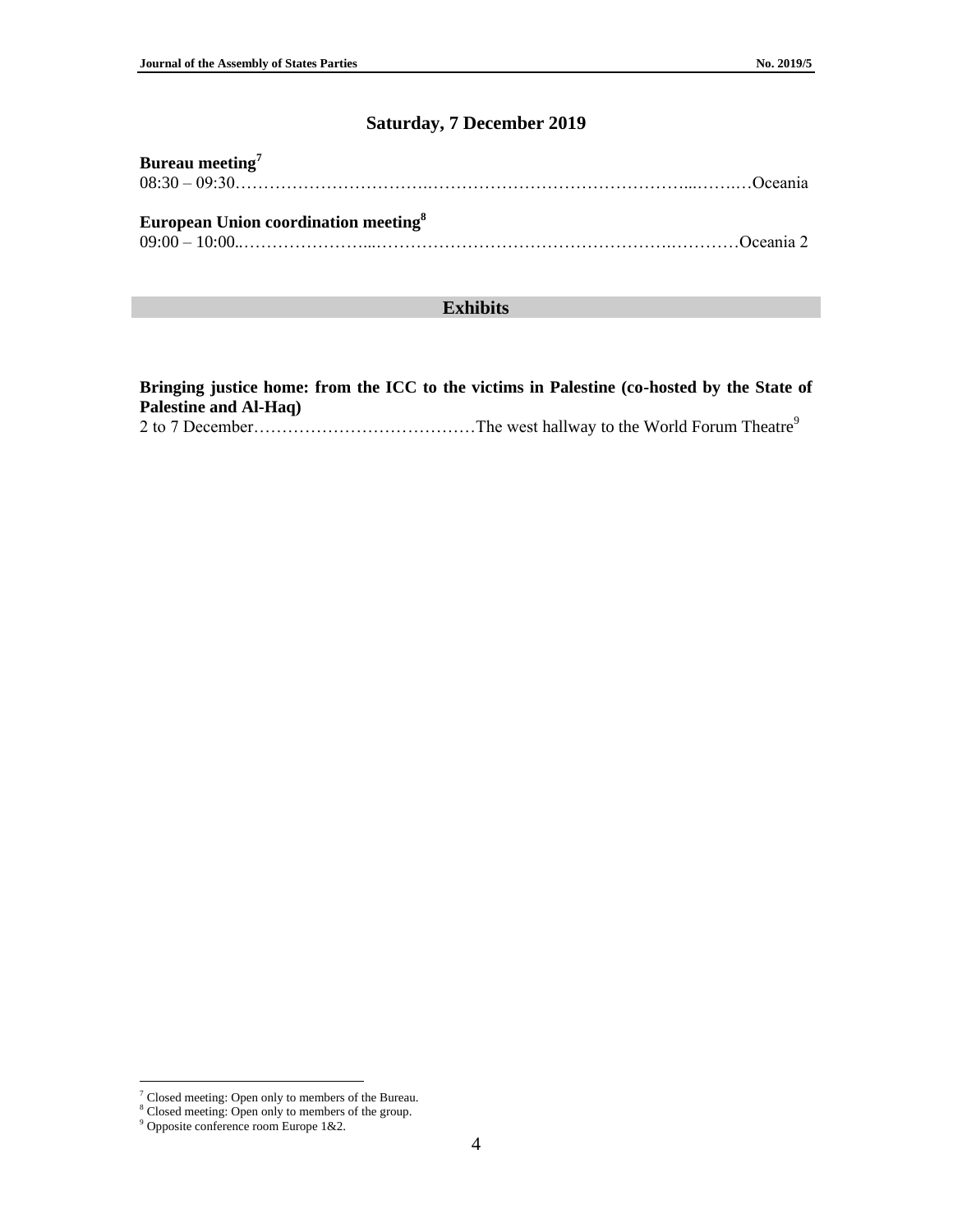## Saturday, 7 December 2019

**Bureau meeting**[7]
08:30 – 09:30……………………………………………………………………………Oceania

**European Union coordination meeting**[8]
09:00 – 10:00……………………………………………………………………………Oceania 2

## Exhibits

**Bringing justice home: from the ICC to the victims in Palestine (co-hosted by the State of Palestine and Al-Haq)**
2 to 7 December…………………………………The west hallway to the World Forum Theatre[9]

---

[7] Closed meeting: Open only to members of the Bureau.
[8] Closed meeting: Open only to members of the group.
[9] Opposite conference room Europe 1&2.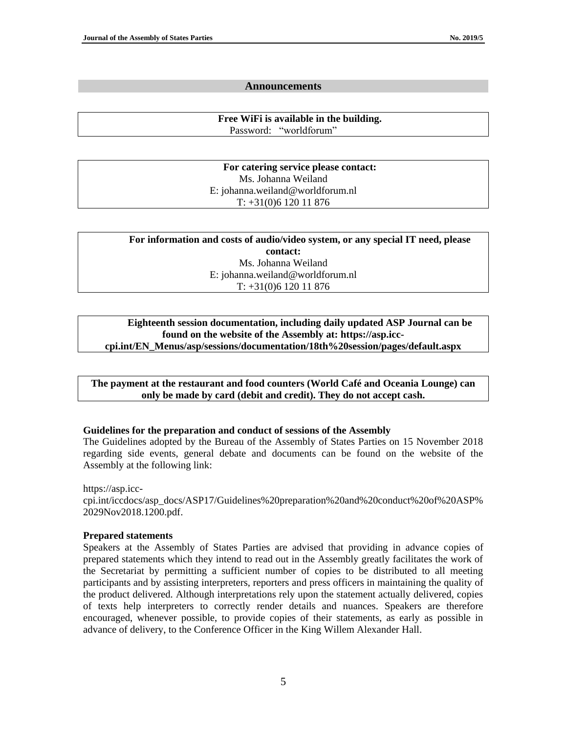## Announcements

**Free WiFi is available in the building.**
Password: "worldforum"

**For catering service please contact:**
Ms. Johanna Weiland
E: johanna.weiland@worldforum.nl
T: +31(0)6 120 11 876

**For information and costs of audio/video system, or any special IT need, please contact:**
Ms. Johanna Weiland
E: johanna.weiland@worldforum.nl
T: +31(0)6 120 11 876

**Eighteenth session documentation, including daily updated ASP Journal can be found on the website of the Assembly at: https://asp.icc-cpi.int/EN_Menus/asp/sessions/documentation/18th%20session/pages/default.aspx**

**The payment at the restaurant and food counters (World Café and Oceania Lounge) can only be made by card (debit and credit). They do not accept cash.**

**Guidelines for the preparation and conduct of sessions of the Assembly**

The Guidelines adopted by the Bureau of the Assembly of States Parties on 15 November 2018 regarding side events, general debate and documents can be found on the website of the Assembly at the following link:

https://asp.icc-cpi.int/iccdocs/asp_docs/ASP17/Guidelines%20preparation%20and%20conduct%20of%20ASP%2029Nov2018.1200.pdf.

**Prepared statements**

Speakers at the Assembly of States Parties are advised that providing in advance copies of prepared statements which they intend to read out in the Assembly greatly facilitates the work of the Secretariat by permitting a sufficient number of copies to be distributed to all meeting participants and by assisting interpreters, reporters and press officers in maintaining the quality of the product delivered. Although interpretations rely upon the statement actually delivered, copies of texts help interpreters to correctly render details and nuances. Speakers are therefore encouraged, whenever possible, to provide copies of their statements, as early as possible in advance of delivery, to the Conference Officer in the King Willem Alexander Hall.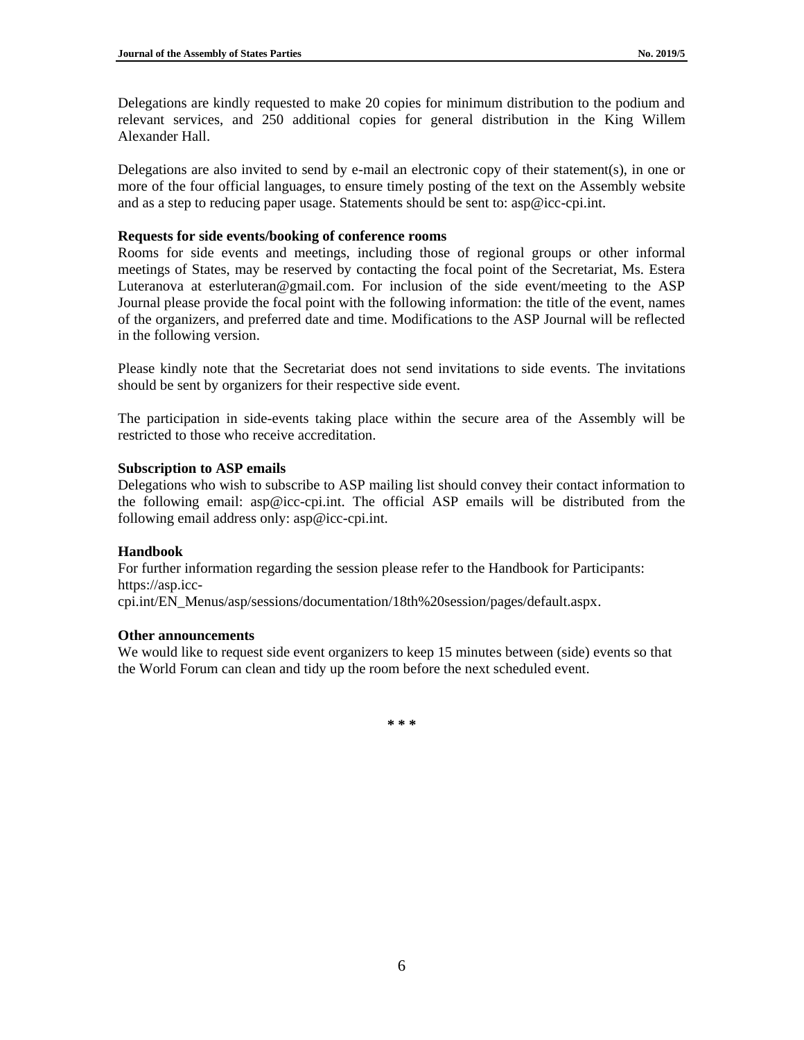Delegations are kindly requested to make 20 copies for minimum distribution to the podium and relevant services, and 250 additional copies for general distribution in the King Willem Alexander Hall.

Delegations are also invited to send by e-mail an electronic copy of their statement(s), in one or more of the four official languages, to ensure timely posting of the text on the Assembly website and as a step to reducing paper usage. Statements should be sent to: asp@icc-cpi.int.

**Requests for side events/booking of conference rooms**

Rooms for side events and meetings, including those of regional groups or other informal meetings of States, may be reserved by contacting the focal point of the Secretariat, Ms. Estera Luteranova at esterluteran@gmail.com. For inclusion of the side event/meeting to the ASP Journal please provide the focal point with the following information: the title of the event, names of the organizers, and preferred date and time. Modifications to the ASP Journal will be reflected in the following version.

Please kindly note that the Secretariat does not send invitations to side events. The invitations should be sent by organizers for their respective side event.

The participation in side-events taking place within the secure area of the Assembly will be restricted to those who receive accreditation.

**Subscription to ASP emails**

Delegations who wish to subscribe to ASP mailing list should convey their contact information to the following email: asp@icc-cpi.int. The official ASP emails will be distributed from the following email address only: asp@icc-cpi.int.

**Handbook**

For further information regarding the session please refer to the Handbook for Participants: https://asp.icc-cpi.int/EN_Menus/asp/sessions/documentation/18th%20session/pages/default.aspx.

**Other announcements**

We would like to request side event organizers to keep 15 minutes between (side) events so that the World Forum can clean and tidy up the room before the next scheduled event.

\* \* \*